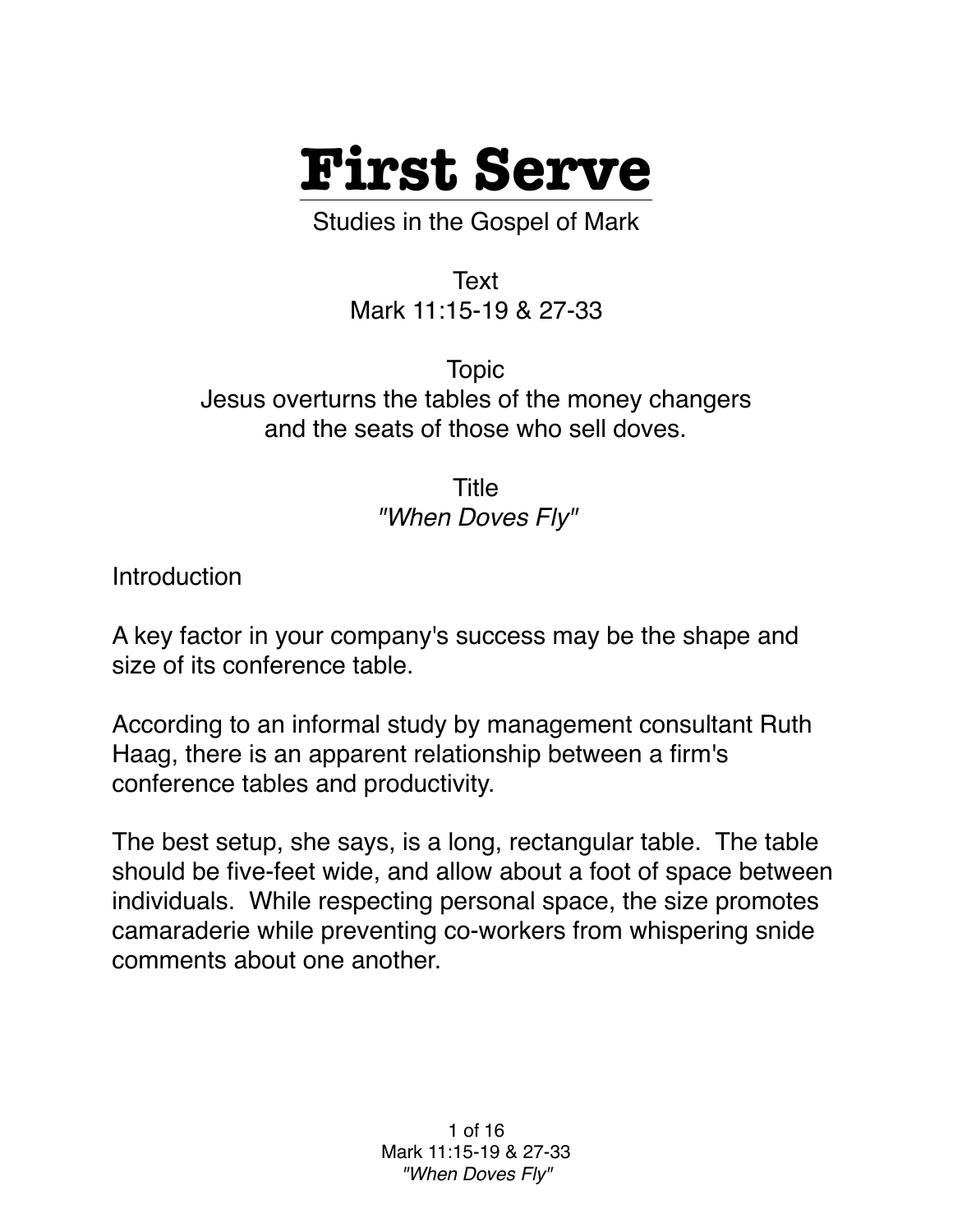# First Serve

Studies in the Gospel of Mark

Text
Mark 11:15-19 & 27-33

Topic
Jesus overturns the tables of the money changers and the seats of those who sell doves.

Title
*"When Doves Fly"*

Introduction

A key factor in your company's success may be the shape and size of its conference table.

According to an informal study by management consultant Ruth Haag, there is an apparent relationship between a firm's conference tables and productivity.

The best setup, she says, is a long, rectangular table. The table should be five-feet wide, and allow about a foot of space between individuals. While respecting personal space, the size promotes camaraderie while preventing co-workers from whispering snide comments about one another.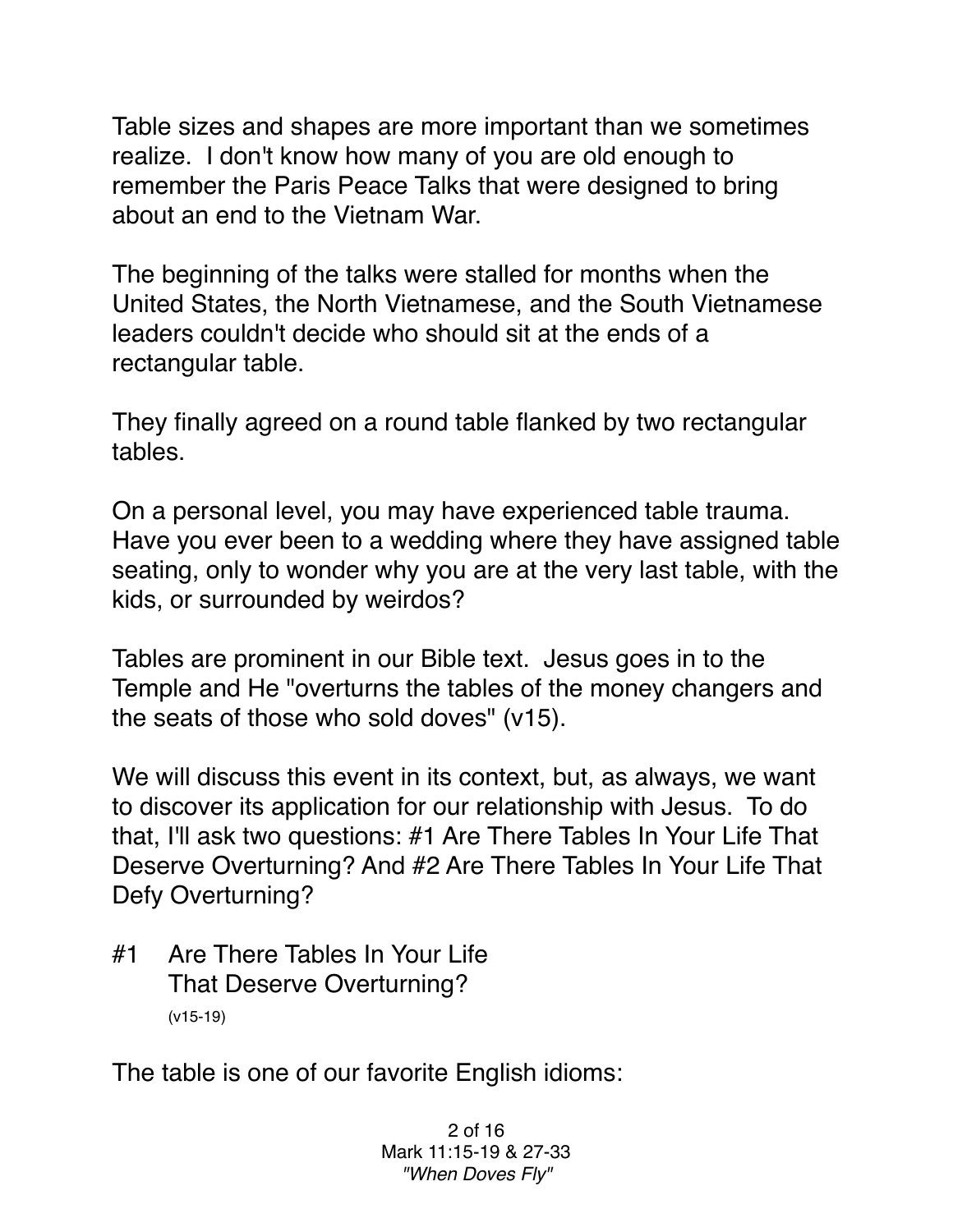Table sizes and shapes are more important than we sometimes realize. I don't know how many of you are old enough to remember the Paris Peace Talks that were designed to bring about an end to the Vietnam War.

The beginning of the talks were stalled for months when the United States, the North Vietnamese, and the South Vietnamese leaders couldn't decide who should sit at the ends of a rectangular table.

They finally agreed on a round table flanked by two rectangular tables.

On a personal level, you may have experienced table trauma. Have you ever been to a wedding where they have assigned table seating, only to wonder why you are at the very last table, with the kids, or surrounded by weirdos?

Tables are prominent in our Bible text. Jesus goes in to the Temple and He "overturns the tables of the money changers and the seats of those who sold doves" (v15).

We will discuss this event in its context, but, as always, we want to discover its application for our relationship with Jesus. To do that, I'll ask two questions: #1 Are There Tables In Your Life That Deserve Overturning? And #2 Are There Tables In Your Life That Defy Overturning?

## #1 Are There Tables In Your Life That Deserve Overturning?

(v15-19)

The table is one of our favorite English idioms: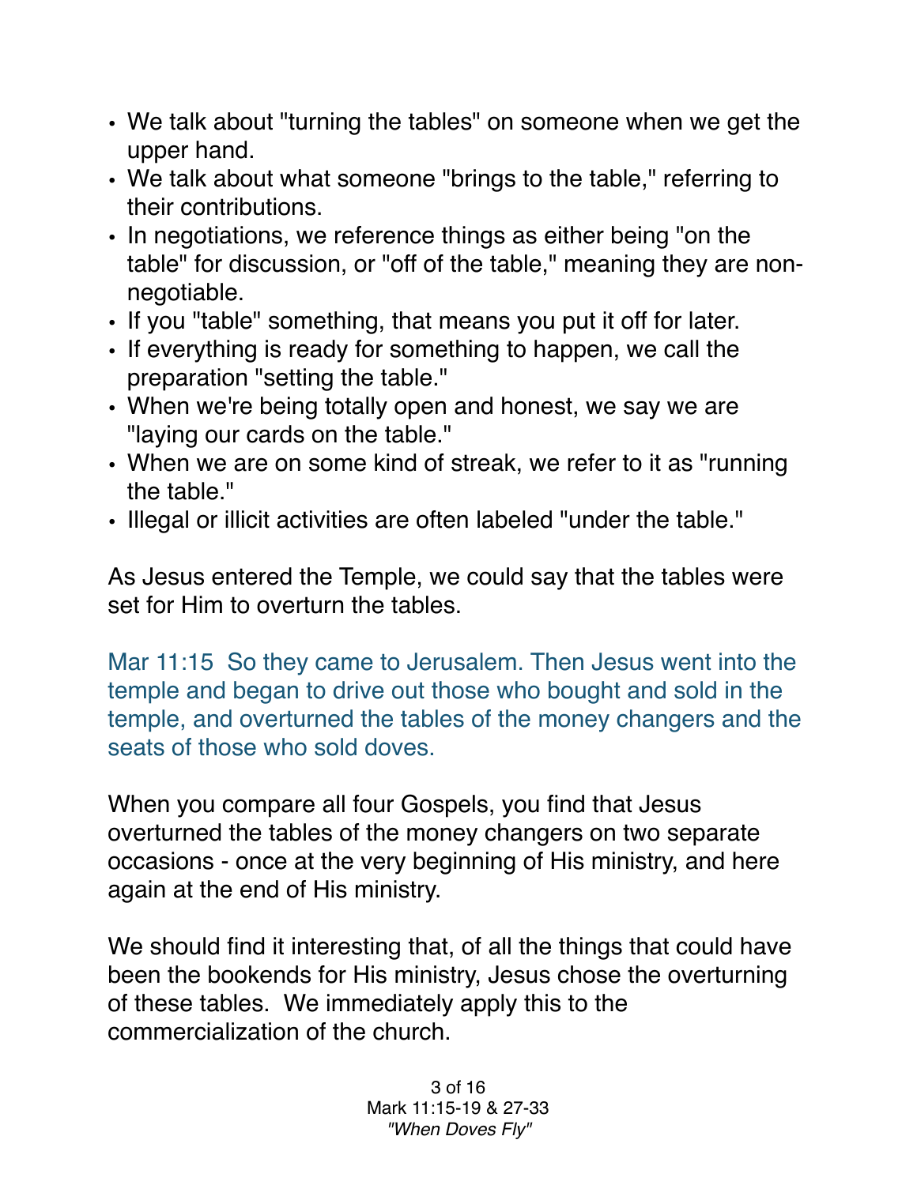- We talk about "turning the tables" on someone when we get the upper hand.
- We talk about what someone "brings to the table," referring to their contributions.
- In negotiations, we reference things as either being "on the table" for discussion, or "off of the table," meaning they are non-negotiable.
- If you "table" something, that means you put it off for later.
- If everything is ready for something to happen, we call the preparation "setting the table."
- When we're being totally open and honest, we say we are "laying our cards on the table."
- When we are on some kind of streak, we refer to it as "running the table."
- Illegal or illicit activities are often labeled "under the table."

As Jesus entered the Temple, we could say that the tables were set for Him to overturn the tables.

Mar 11:15 So they came to Jerusalem. Then Jesus went into the temple and began to drive out those who bought and sold in the temple, and overturned the tables of the money changers and the seats of those who sold doves.

When you compare all four Gospels, you find that Jesus overturned the tables of the money changers on two separate occasions - once at the very beginning of His ministry, and here again at the end of His ministry.

We should find it interesting that, of all the things that could have been the bookends for His ministry, Jesus chose the overturning of these tables. We immediately apply this to the commercialization of the church.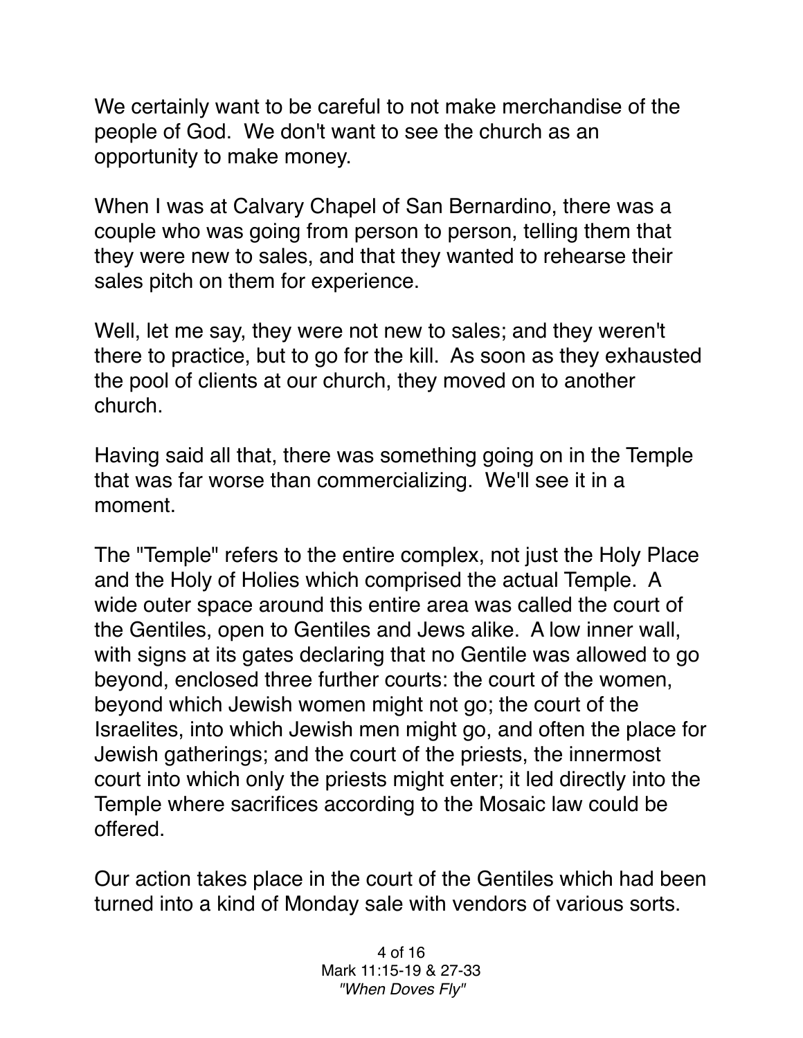We certainly want to be careful to not make merchandise of the people of God. We don't want to see the church as an opportunity to make money.

When I was at Calvary Chapel of San Bernardino, there was a couple who was going from person to person, telling them that they were new to sales, and that they wanted to rehearse their sales pitch on them for experience.

Well, let me say, they were not new to sales; and they weren't there to practice, but to go for the kill. As soon as they exhausted the pool of clients at our church, they moved on to another church.

Having said all that, there was something going on in the Temple that was far worse than commercializing. We'll see it in a moment.

The "Temple" refers to the entire complex, not just the Holy Place and the Holy of Holies which comprised the actual Temple. A wide outer space around this entire area was called the court of the Gentiles, open to Gentiles and Jews alike. A low inner wall, with signs at its gates declaring that no Gentile was allowed to go beyond, enclosed three further courts: the court of the women, beyond which Jewish women might not go; the court of the Israelites, into which Jewish men might go, and often the place for Jewish gatherings; and the court of the priests, the innermost court into which only the priests might enter; it led directly into the Temple where sacrifices according to the Mosaic law could be offered.

Our action takes place in the court of the Gentiles which had been turned into a kind of Monday sale with vendors of various sorts.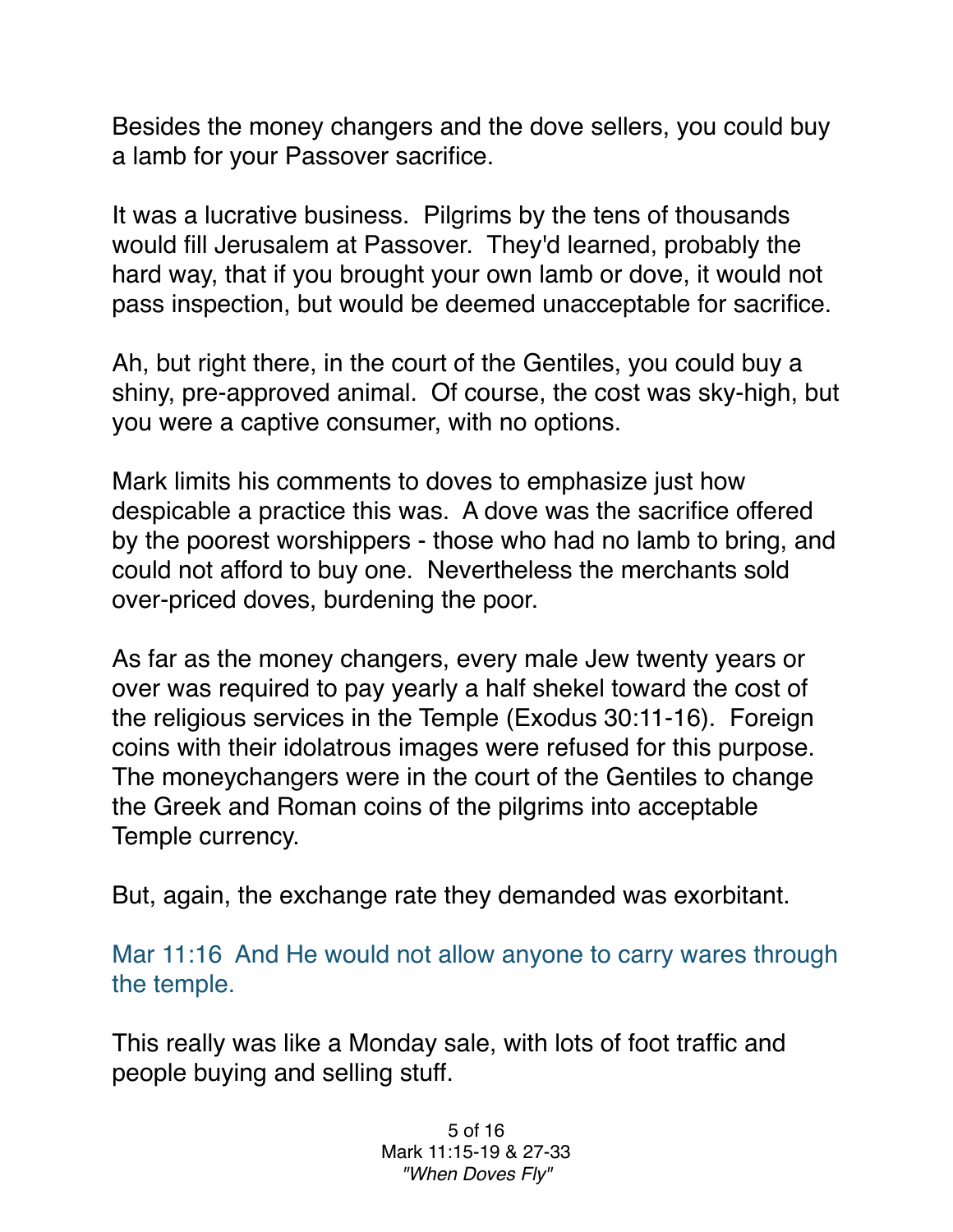Besides the money changers and the dove sellers, you could buy a lamb for your Passover sacrifice.

It was a lucrative business. Pilgrims by the tens of thousands would fill Jerusalem at Passover. They'd learned, probably the hard way, that if you brought your own lamb or dove, it would not pass inspection, but would be deemed unacceptable for sacrifice.

Ah, but right there, in the court of the Gentiles, you could buy a shiny, pre-approved animal. Of course, the cost was sky-high, but you were a captive consumer, with no options.

Mark limits his comments to doves to emphasize just how despicable a practice this was. A dove was the sacrifice offered by the poorest worshippers - those who had no lamb to bring, and could not afford to buy one. Nevertheless the merchants sold over-priced doves, burdening the poor.

As far as the money changers, every male Jew twenty years or over was required to pay yearly a half shekel toward the cost of the religious services in the Temple (Exodus 30:11-16). Foreign coins with their idolatrous images were refused for this purpose. The moneychangers were in the court of the Gentiles to change the Greek and Roman coins of the pilgrims into acceptable Temple currency.

But, again, the exchange rate they demanded was exorbitant.

Mar 11:16 And He would not allow anyone to carry wares through the temple.

This really was like a Monday sale, with lots of foot traffic and people buying and selling stuff.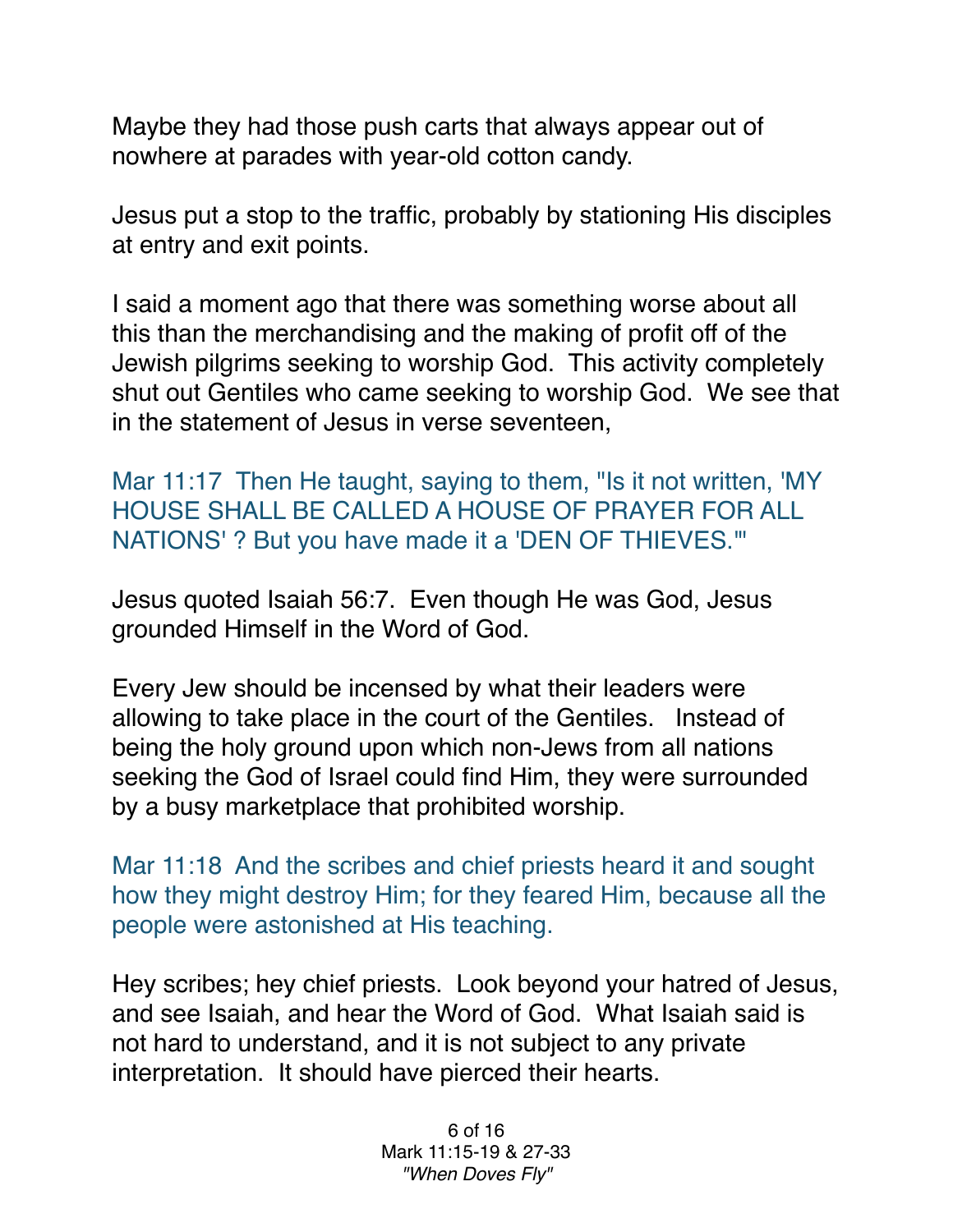Maybe they had those push carts that always appear out of nowhere at parades with year-old cotton candy.

Jesus put a stop to the traffic, probably by stationing His disciples at entry and exit points.

I said a moment ago that there was something worse about all this than the merchandising and the making of profit off of the Jewish pilgrims seeking to worship God. This activity completely shut out Gentiles who came seeking to worship God. We see that in the statement of Jesus in verse seventeen,

Mar 11:17 Then He taught, saying to them, "Is it not written, 'MY HOUSE SHALL BE CALLED A HOUSE OF PRAYER FOR ALL NATIONS' ? But you have made it a 'DEN OF THIEVES.'"

Jesus quoted Isaiah 56:7. Even though He was God, Jesus grounded Himself in the Word of God.

Every Jew should be incensed by what their leaders were allowing to take place in the court of the Gentiles. Instead of being the holy ground upon which non-Jews from all nations seeking the God of Israel could find Him, they were surrounded by a busy marketplace that prohibited worship.

Mar 11:18 And the scribes and chief priests heard it and sought how they might destroy Him; for they feared Him, because all the people were astonished at His teaching.

Hey scribes; hey chief priests. Look beyond your hatred of Jesus, and see Isaiah, and hear the Word of God. What Isaiah said is not hard to understand, and it is not subject to any private interpretation. It should have pierced their hearts.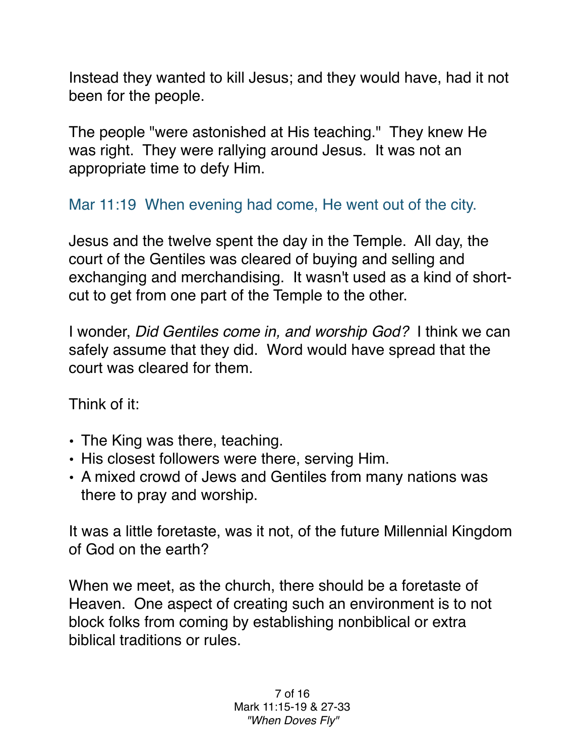Instead they wanted to kill Jesus; and they would have, had it not been for the people.

The people "were astonished at His teaching." They knew He was right. They were rallying around Jesus. It was not an appropriate time to defy Him.

Mar 11:19 When evening had come, He went out of the city.

Jesus and the twelve spent the day in the Temple. All day, the court of the Gentiles was cleared of buying and selling and exchanging and merchandising. It wasn't used as a kind of short-cut to get from one part of the Temple to the other.

I wonder, *Did Gentiles come in, and worship God?* I think we can safely assume that they did. Word would have spread that the court was cleared for them.

Think of it:

- The King was there, teaching.
- His closest followers were there, serving Him.
- A mixed crowd of Jews and Gentiles from many nations was there to pray and worship.

It was a little foretaste, was it not, of the future Millennial Kingdom of God on the earth?

When we meet, as the church, there should be a foretaste of Heaven. One aspect of creating such an environment is to not block folks from coming by establishing nonbiblical or extra biblical traditions or rules.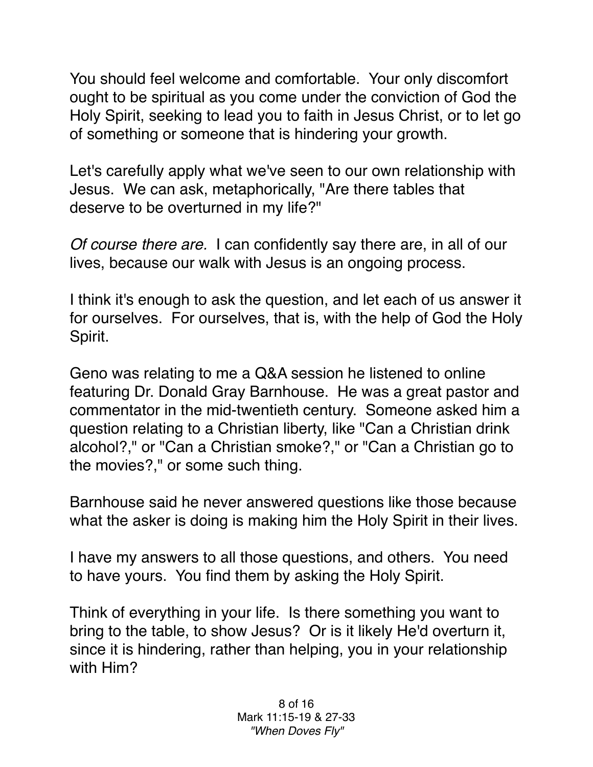You should feel welcome and comfortable. Your only discomfort ought to be spiritual as you come under the conviction of God the Holy Spirit, seeking to lead you to faith in Jesus Christ, or to let go of something or someone that is hindering your growth.

Let's carefully apply what we've seen to our own relationship with Jesus. We can ask, metaphorically, "Are there tables that deserve to be overturned in my life?"

*Of course there are.* I can confidently say there are, in all of our lives, because our walk with Jesus is an ongoing process.

I think it's enough to ask the question, and let each of us answer it for ourselves. For ourselves, that is, with the help of God the Holy Spirit.

Geno was relating to me a Q&A session he listened to online featuring Dr. Donald Gray Barnhouse. He was a great pastor and commentator in the mid-twentieth century. Someone asked him a question relating to a Christian liberty, like "Can a Christian drink alcohol?," or "Can a Christian smoke?," or "Can a Christian go to the movies?," or some such thing.

Barnhouse said he never answered questions like those because what the asker is doing is making him the Holy Spirit in their lives.

I have my answers to all those questions, and others. You need to have yours. You find them by asking the Holy Spirit.

Think of everything in your life. Is there something you want to bring to the table, to show Jesus? Or is it likely He'd overturn it, since it is hindering, rather than helping, you in your relationship with Him?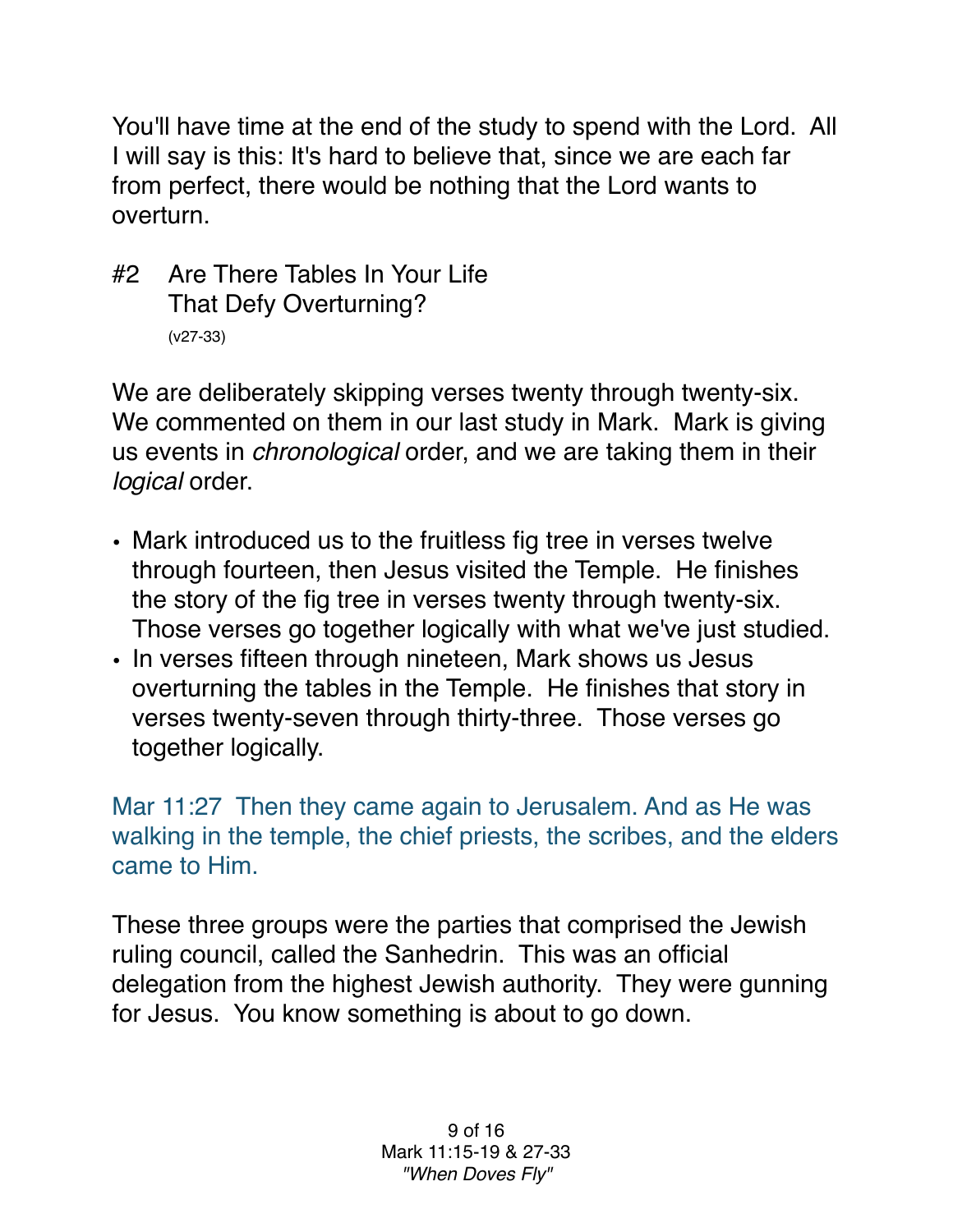You'll have time at the end of the study to spend with the Lord. All I will say is this: It's hard to believe that, since we are each far from perfect, there would be nothing that the Lord wants to overturn.

## #2 Are There Tables In Your Life That Defy Overturning?
(v27-33)

We are deliberately skipping verses twenty through twenty-six. We commented on them in our last study in Mark. Mark is giving us events in *chronological* order, and we are taking them in their *logical* order.

- Mark introduced us to the fruitless fig tree in verses twelve through fourteen, then Jesus visited the Temple. He finishes the story of the fig tree in verses twenty through twenty-six. Those verses go together logically with what we've just studied.
- In verses fifteen through nineteen, Mark shows us Jesus overturning the tables in the Temple. He finishes that story in verses twenty-seven through thirty-three. Those verses go together logically.

Mar 11:27 Then they came again to Jerusalem. And as He was walking in the temple, the chief priests, the scribes, and the elders came to Him.

These three groups were the parties that comprised the Jewish ruling council, called the Sanhedrin. This was an official delegation from the highest Jewish authority. They were gunning for Jesus. You know something is about to go down.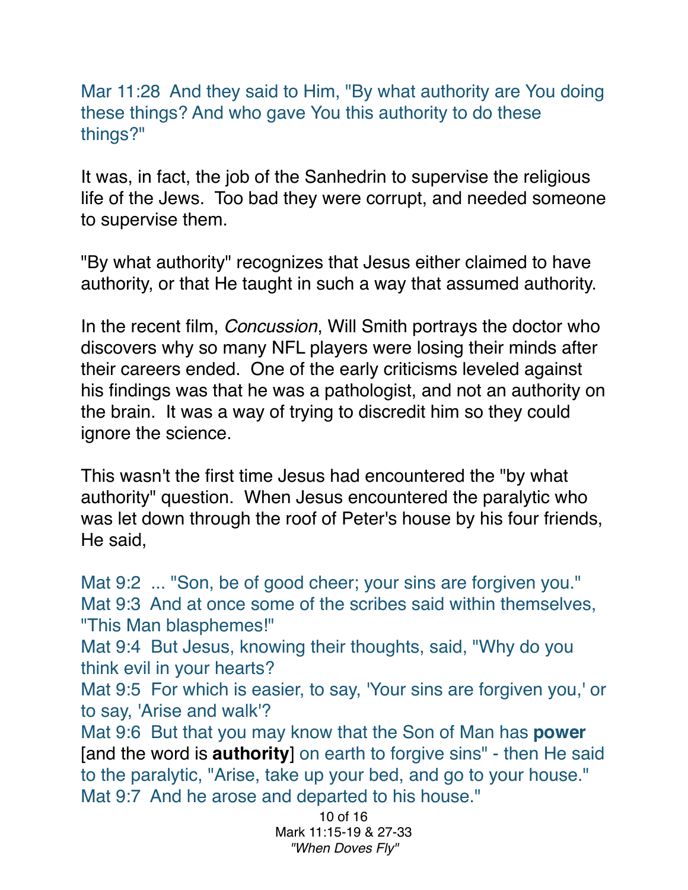Mar 11:28  And they said to Him, "By what authority are You doing these things? And who gave You this authority to do these things?"

It was, in fact, the job of the Sanhedrin to supervise the religious life of the Jews.  Too bad they were corrupt, and needed someone to supervise them.

"By what authority" recognizes that Jesus either claimed to have authority, or that He taught in such a way that assumed authority.

In the recent film, *Concussion*, Will Smith portrays the doctor who discovers why so many NFL players were losing their minds after their careers ended.  One of the early criticisms leveled against his findings was that he was a pathologist, and not an authority on the brain.  It was a way of trying to discredit him so they could ignore the science.

This wasn't the first time Jesus had encountered the "by what authority" question.  When Jesus encountered the paralytic who was let down through the roof of Peter's house by his four friends, He said,

Mat 9:2  ... "Son, be of good cheer; your sins are forgiven you."
Mat 9:3  And at once some of the scribes said within themselves, "This Man blasphemes!"
Mat 9:4  But Jesus, knowing their thoughts, said, "Why do you think evil in your hearts?
Mat 9:5  For which is easier, to say, 'Your sins are forgiven you,' or to say, 'Arise and walk'?
Mat 9:6  But that you may know that the Son of Man has **power** [and the word is **authority**] on earth to forgive sins" - then He said to the paralytic, "Arise, take up your bed, and go to your house."
Mat 9:7  And he arose and departed to his house."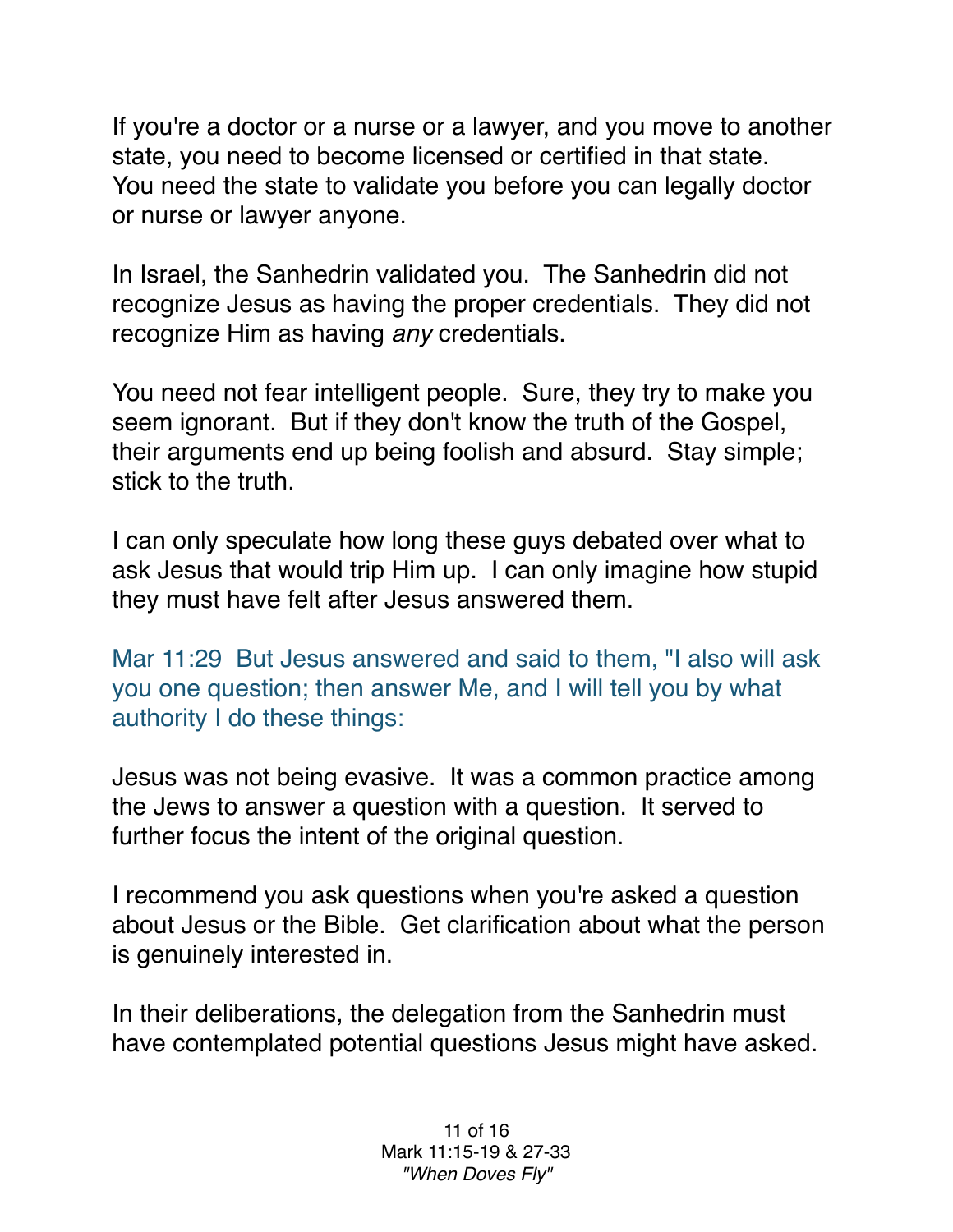If you're a doctor or a nurse or a lawyer, and you move to another state, you need to become licensed or certified in that state. You need the state to validate you before you can legally doctor or nurse or lawyer anyone.

In Israel, the Sanhedrin validated you. The Sanhedrin did not recognize Jesus as having the proper credentials. They did not recognize Him as having *any* credentials.

You need not fear intelligent people. Sure, they try to make you seem ignorant. But if they don't know the truth of the Gospel, their arguments end up being foolish and absurd. Stay simple; stick to the truth.

I can only speculate how long these guys debated over what to ask Jesus that would trip Him up. I can only imagine how stupid they must have felt after Jesus answered them.

Mar 11:29 But Jesus answered and said to them, "I also will ask you one question; then answer Me, and I will tell you by what authority I do these things:

Jesus was not being evasive. It was a common practice among the Jews to answer a question with a question. It served to further focus the intent of the original question.

I recommend you ask questions when you're asked a question about Jesus or the Bible. Get clarification about what the person is genuinely interested in.

In their deliberations, the delegation from the Sanhedrin must have contemplated potential questions Jesus might have asked.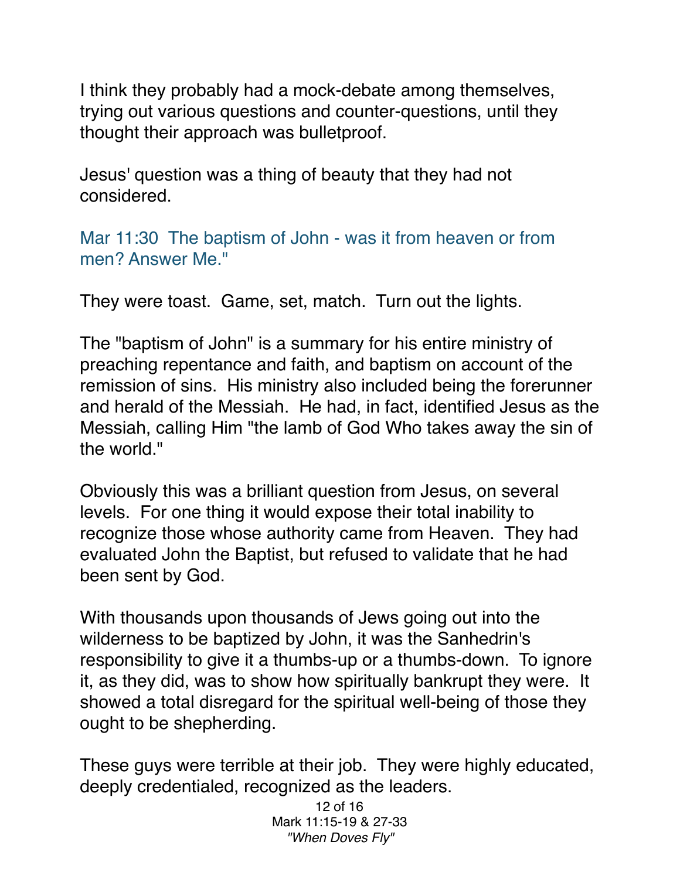I think they probably had a mock-debate among themselves, trying out various questions and counter-questions, until they thought their approach was bulletproof.

Jesus' question was a thing of beauty that they had not considered.

Mar 11:30  The baptism of John - was it from heaven or from men? Answer Me."

They were toast.  Game, set, match.  Turn out the lights.

The "baptism of John" is a summary for his entire ministry of preaching repentance and faith, and baptism on account of the remission of sins.  His ministry also included being the forerunner and herald of the Messiah.  He had, in fact, identified Jesus as the Messiah, calling Him "the lamb of God Who takes away the sin of the world."

Obviously this was a brilliant question from Jesus, on several levels.  For one thing it would expose their total inability to recognize those whose authority came from Heaven.  They had evaluated John the Baptist, but refused to validate that he had been sent by God.

With thousands upon thousands of Jews going out into the wilderness to be baptized by John, it was the Sanhedrin's responsibility to give it a thumbs-up or a thumbs-down.  To ignore it, as they did, was to show how spiritually bankrupt they were.  It showed a total disregard for the spiritual well-being of those they ought to be shepherding.

These guys were terrible at their job.  They were highly educated, deeply credentialed, recognized as the leaders.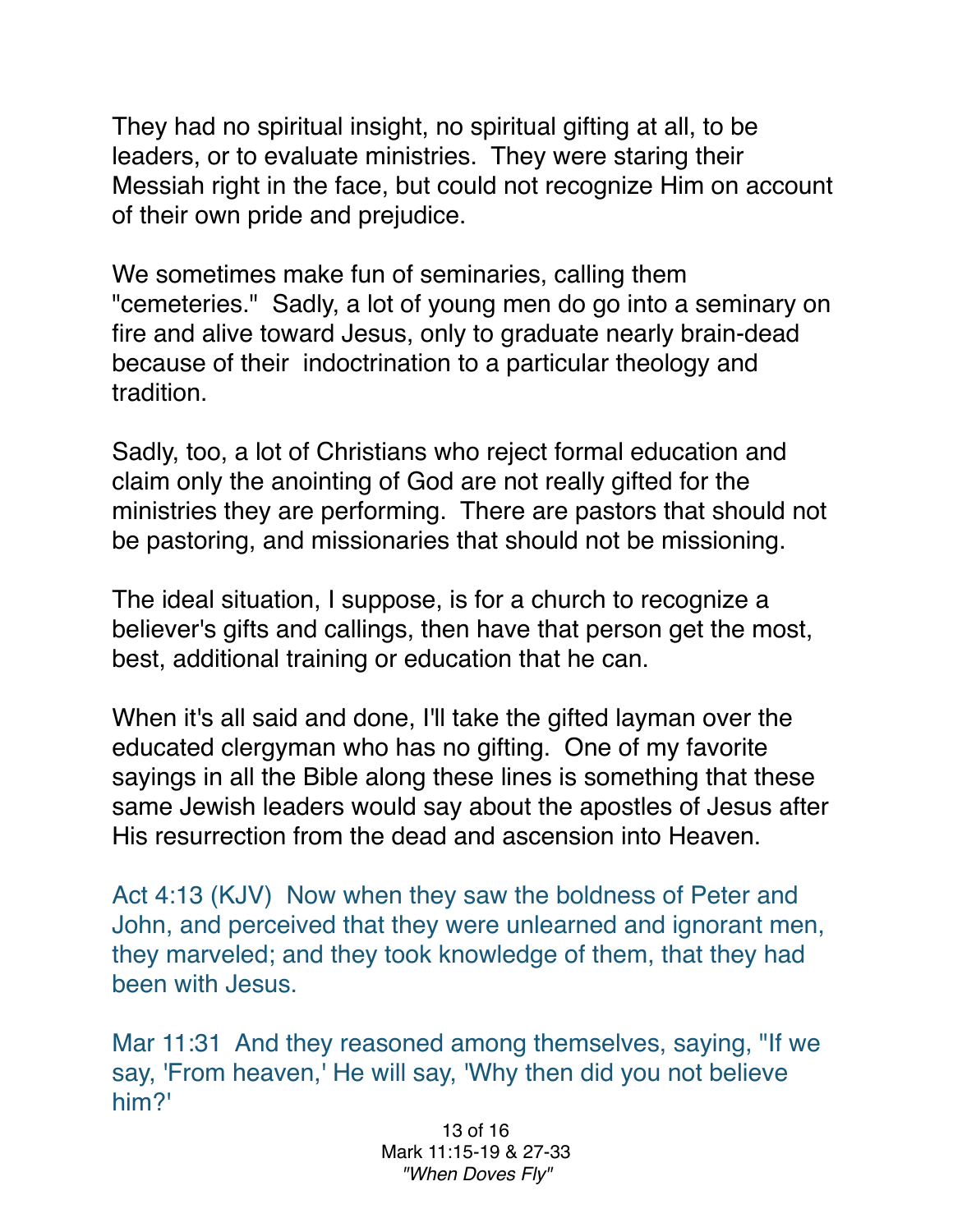They had no spiritual insight, no spiritual gifting at all, to be leaders, or to evaluate ministries. They were staring their Messiah right in the face, but could not recognize Him on account of their own pride and prejudice.

We sometimes make fun of seminaries, calling them "cemeteries." Sadly, a lot of young men do go into a seminary on fire and alive toward Jesus, only to graduate nearly brain-dead because of their indoctrination to a particular theology and tradition.

Sadly, too, a lot of Christians who reject formal education and claim only the anointing of God are not really gifted for the ministries they are performing. There are pastors that should not be pastoring, and missionaries that should not be missioning.

The ideal situation, I suppose, is for a church to recognize a believer's gifts and callings, then have that person get the most, best, additional training or education that he can.

When it's all said and done, I'll take the gifted layman over the educated clergyman who has no gifting. One of my favorite sayings in all the Bible along these lines is something that these same Jewish leaders would say about the apostles of Jesus after His resurrection from the dead and ascension into Heaven.

Act 4:13 (KJV) Now when they saw the boldness of Peter and John, and perceived that they were unlearned and ignorant men, they marveled; and they took knowledge of them, that they had been with Jesus.

Mar 11:31 And they reasoned among themselves, saying, "If we say, 'From heaven,' He will say, 'Why then did you not believe him?'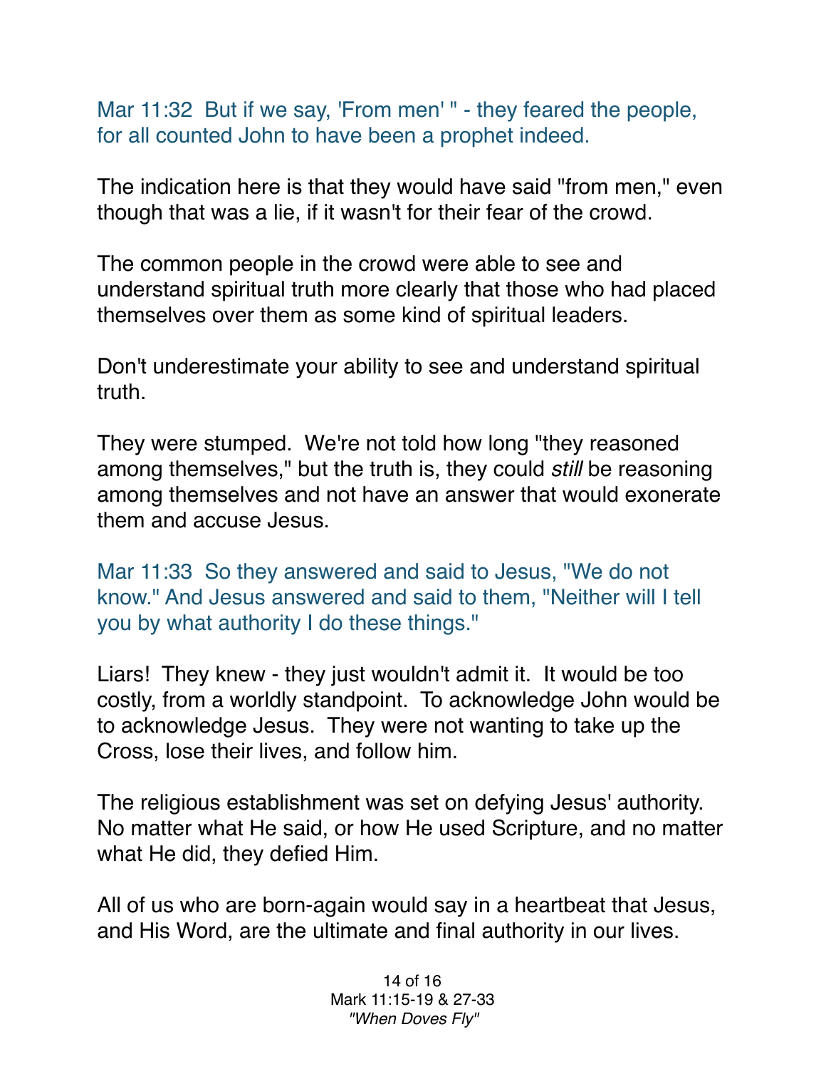Mar 11:32  But if we say, 'From men' " - they feared the people, for all counted John to have been a prophet indeed.

The indication here is that they would have said "from men," even though that was a lie, if it wasn't for their fear of the crowd.

The common people in the crowd were able to see and understand spiritual truth more clearly that those who had placed themselves over them as some kind of spiritual leaders.

Don't underestimate your ability to see and understand spiritual truth.

They were stumped.  We're not told how long "they reasoned among themselves," but the truth is, they could *still* be reasoning among themselves and not have an answer that would exonerate them and accuse Jesus.

Mar 11:33  So they answered and said to Jesus, "We do not know." And Jesus answered and said to them, "Neither will I tell you by what authority I do these things."

Liars!  They knew - they just wouldn't admit it.  It would be too costly, from a worldly standpoint.  To acknowledge John would be to acknowledge Jesus.  They were not wanting to take up the Cross, lose their lives, and follow him.

The religious establishment was set on defying Jesus' authority. No matter what He said, or how He used Scripture, and no matter what He did, they defied Him.

All of us who are born-again would say in a heartbeat that Jesus, and His Word, are the ultimate and final authority in our lives.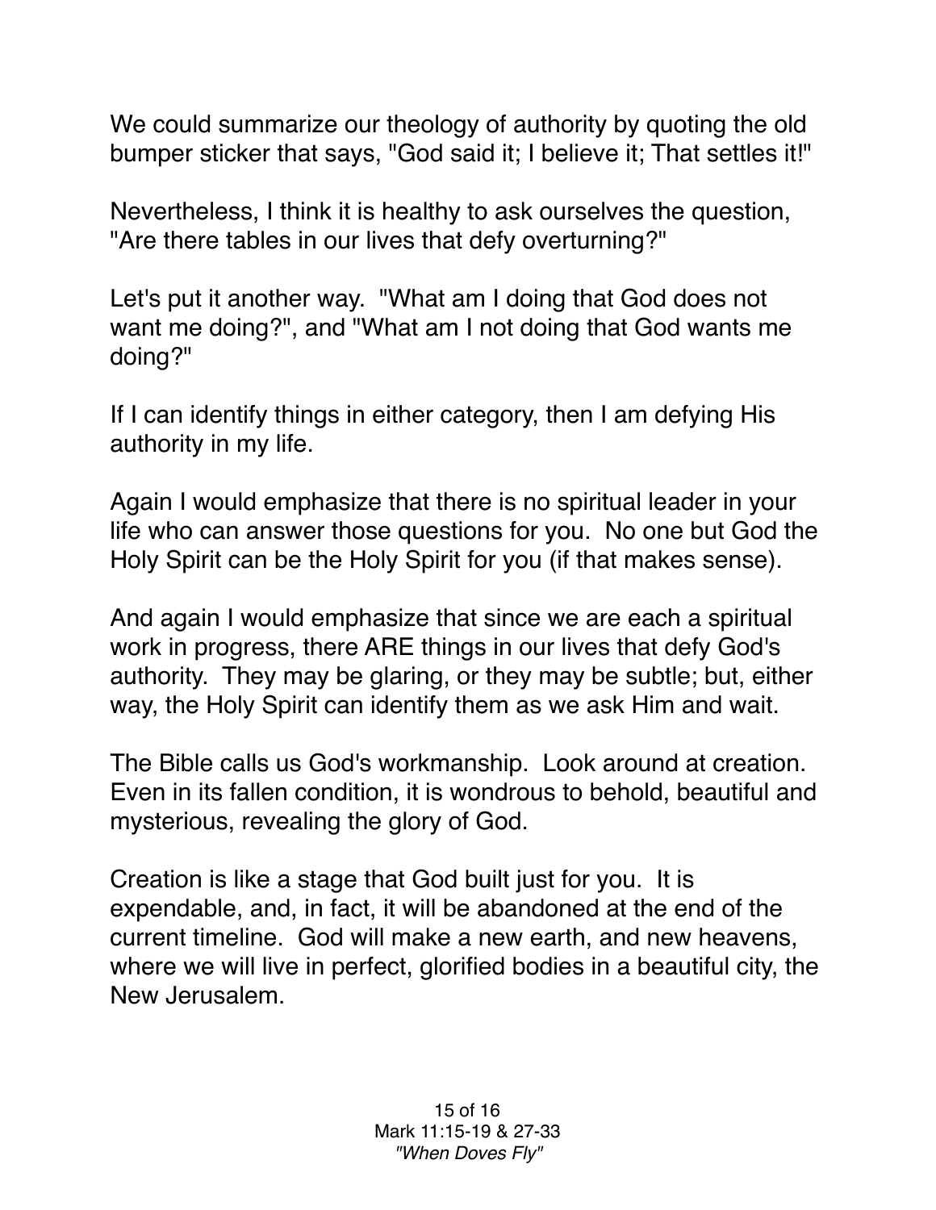We could summarize our theology of authority by quoting the old bumper sticker that says, "God said it; I believe it; That settles it!"

Nevertheless, I think it is healthy to ask ourselves the question, "Are there tables in our lives that defy overturning?"

Let's put it another way. "What am I doing that God does not want me doing?", and "What am I not doing that God wants me doing?"

If I can identify things in either category, then I am defying His authority in my life.

Again I would emphasize that there is no spiritual leader in your life who can answer those questions for you. No one but God the Holy Spirit can be the Holy Spirit for you (if that makes sense).

And again I would emphasize that since we are each a spiritual work in progress, there ARE things in our lives that defy God's authority. They may be glaring, or they may be subtle; but, either way, the Holy Spirit can identify them as we ask Him and wait.

The Bible calls us God's workmanship. Look around at creation. Even in its fallen condition, it is wondrous to behold, beautiful and mysterious, revealing the glory of God.

Creation is like a stage that God built just for you. It is expendable, and, in fact, it will be abandoned at the end of the current timeline. God will make a new earth, and new heavens, where we will live in perfect, glorified bodies in a beautiful city, the New Jerusalem.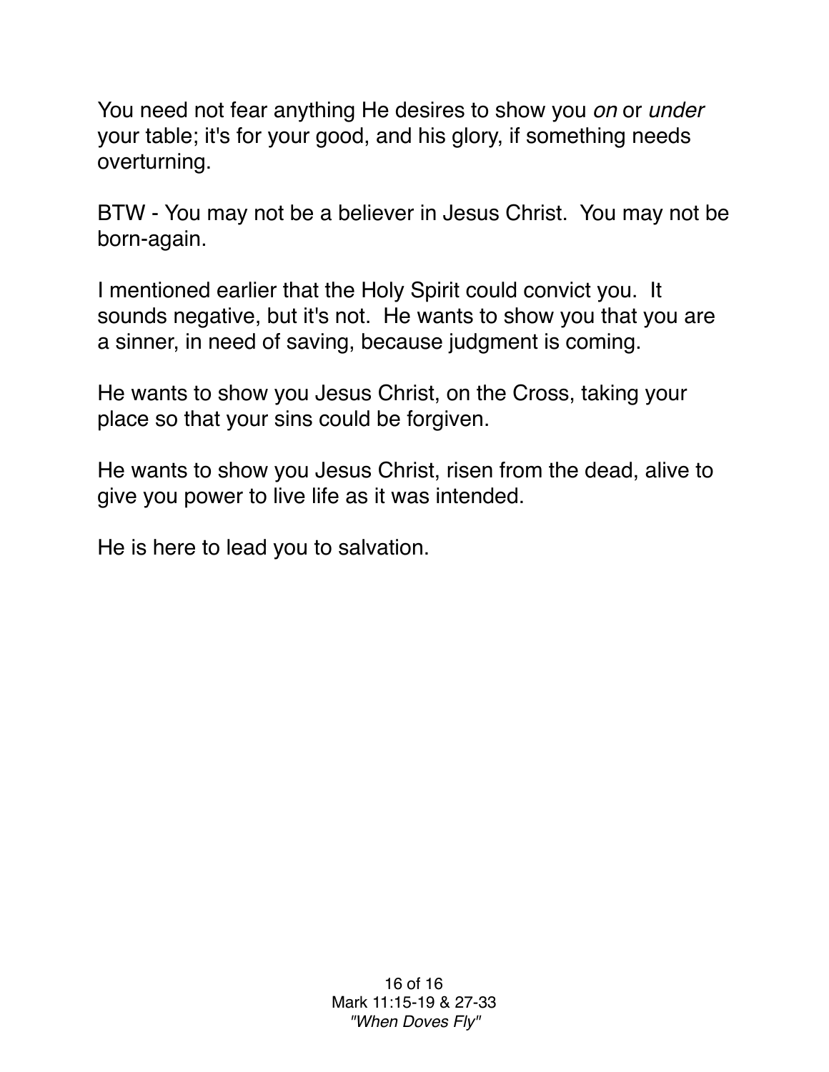You need not fear anything He desires to show you *on* or *under* your table; it's for your good, and his glory, if something needs overturning.

BTW - You may not be a believer in Jesus Christ.  You may not be born-again.

I mentioned earlier that the Holy Spirit could convict you.  It sounds negative, but it's not.  He wants to show you that you are a sinner, in need of saving, because judgment is coming.

He wants to show you Jesus Christ, on the Cross, taking your place so that your sins could be forgiven.

He wants to show you Jesus Christ, risen from the dead, alive to give you power to live life as it was intended.

He is here to lead you to salvation.